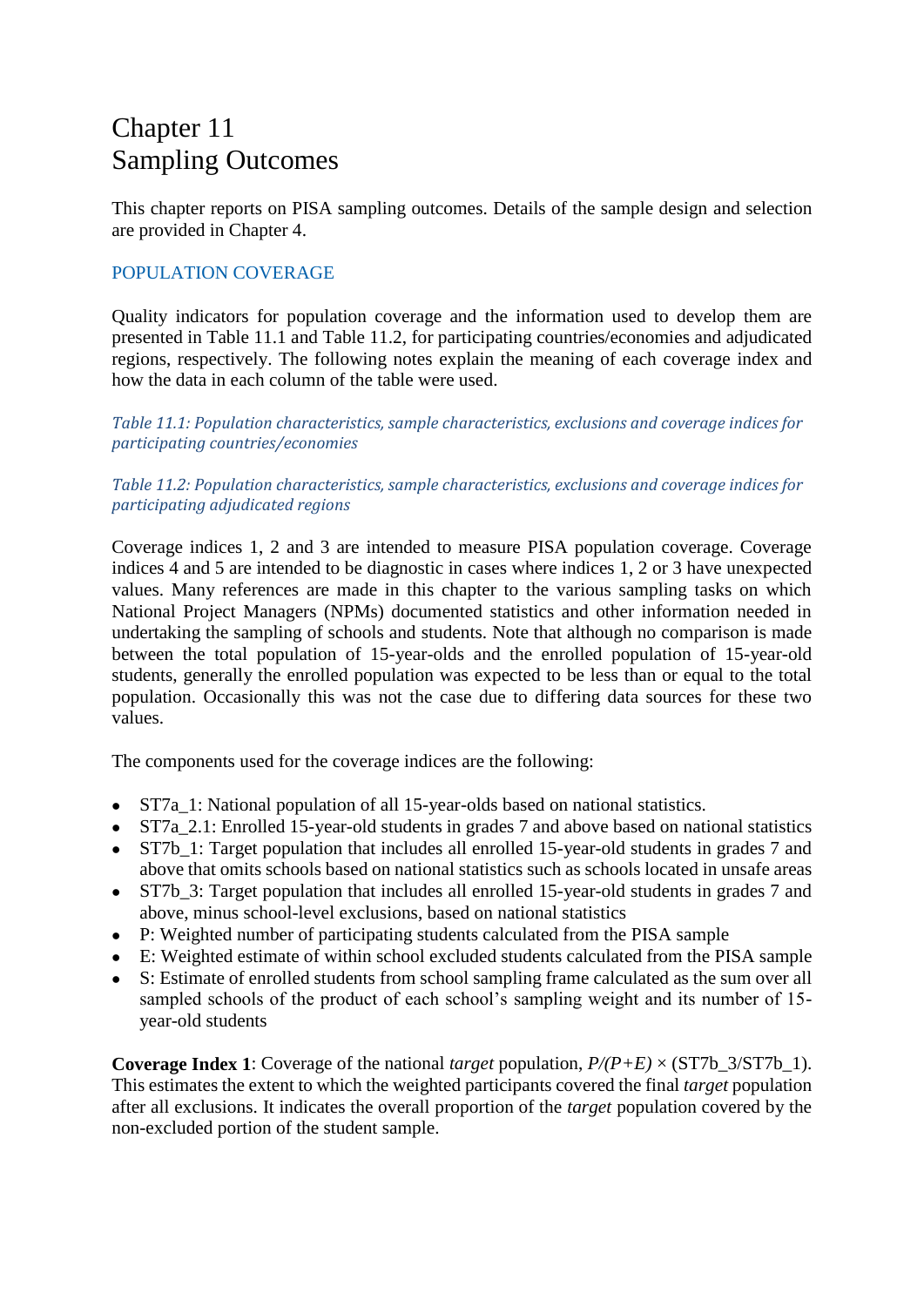# Chapter 11
# Sampling Outcomes

This chapter reports on PISA sampling outcomes. Details of the sample design and selection are provided in Chapter 4.

## POPULATION COVERAGE

Quality indicators for population coverage and the information used to develop them are presented in Table 11.1 and Table 11.2, for participating countries/economies and adjudicated regions, respectively. The following notes explain the meaning of each coverage index and how the data in each column of the table were used.

*Table 11.1: Population characteristics, sample characteristics, exclusions and coverage indices for participating countries/economies*

*Table 11.2: Population characteristics, sample characteristics, exclusions and coverage indices for participating adjudicated regions*

Coverage indices 1, 2 and 3 are intended to measure PISA population coverage. Coverage indices 4 and 5 are intended to be diagnostic in cases where indices 1, 2 or 3 have unexpected values. Many references are made in this chapter to the various sampling tasks on which National Project Managers (NPMs) documented statistics and other information needed in undertaking the sampling of schools and students. Note that although no comparison is made between the total population of 15-year-olds and the enrolled population of 15-year-old students, generally the enrolled population was expected to be less than or equal to the total population. Occasionally this was not the case due to differing data sources for these two values.

The components used for the coverage indices are the following:

- ST7a_1: National population of all 15-year-olds based on national statistics.
- ST7a_2.1: Enrolled 15-year-old students in grades 7 and above based on national statistics
- ST7b_1: Target population that includes all enrolled 15-year-old students in grades 7 and above that omits schools based on national statistics such as schools located in unsafe areas
- ST7b_3: Target population that includes all enrolled 15-year-old students in grades 7 and above, minus school-level exclusions, based on national statistics
- P: Weighted number of participating students calculated from the PISA sample
- E: Weighted estimate of within school excluded students calculated from the PISA sample
- S: Estimate of enrolled students from school sampling frame calculated as the sum over all sampled schools of the product of each school's sampling weight and its number of 15-year-old students

**Coverage Index 1**: Coverage of the national *target* population, $P/(P+E) \times$ (ST7b_3/ST7b_1). This estimates the extent to which the weighted participants covered the final *target* population after all exclusions. It indicates the overall proportion of the *target* population covered by the non-excluded portion of the student sample.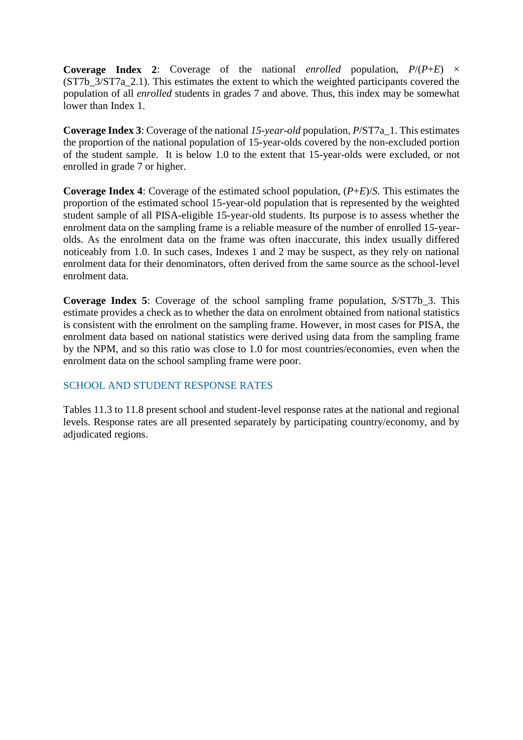**Coverage Index 2**: Coverage of the national *enrolled* population, $P/(P+E) \times$ (ST7b_3/ST7a_2.1). This estimates the extent to which the weighted participants covered the population of all *enrolled* students in grades 7 and above. Thus, this index may be somewhat lower than Index 1.

**Coverage Index 3**: Coverage of the national *15-year-old* population, $P$/ST7a_1. This estimates the proportion of the national population of 15-year-olds covered by the non-excluded portion of the student sample. It is below 1.0 to the extent that 15-year-olds were excluded, or not enrolled in grade 7 or higher.

**Coverage Index 4**: Coverage of the estimated school population, $(P+E)/S$. This estimates the proportion of the estimated school 15-year-old population that is represented by the weighted student sample of all PISA-eligible 15-year-old students. Its purpose is to assess whether the enrolment data on the sampling frame is a reliable measure of the number of enrolled 15-year-olds. As the enrolment data on the frame was often inaccurate, this index usually differed noticeably from 1.0. In such cases, Indexes 1 and 2 may be suspect, as they rely on national enrolment data for their denominators, often derived from the same source as the school-level enrolment data.

**Coverage Index 5**: Coverage of the school sampling frame population, $S$/ST7b_3. This estimate provides a check as to whether the data on enrolment obtained from national statistics is consistent with the enrolment on the sampling frame. However, in most cases for PISA, the enrolment data based on national statistics were derived using data from the sampling frame by the NPM, and so this ratio was close to 1.0 for most countries/economies, even when the enrolment data on the school sampling frame were poor.

## SCHOOL AND STUDENT RESPONSE RATES

Tables 11.3 to 11.8 present school and student-level response rates at the national and regional levels. Response rates are all presented separately by participating country/economy, and by adjudicated regions.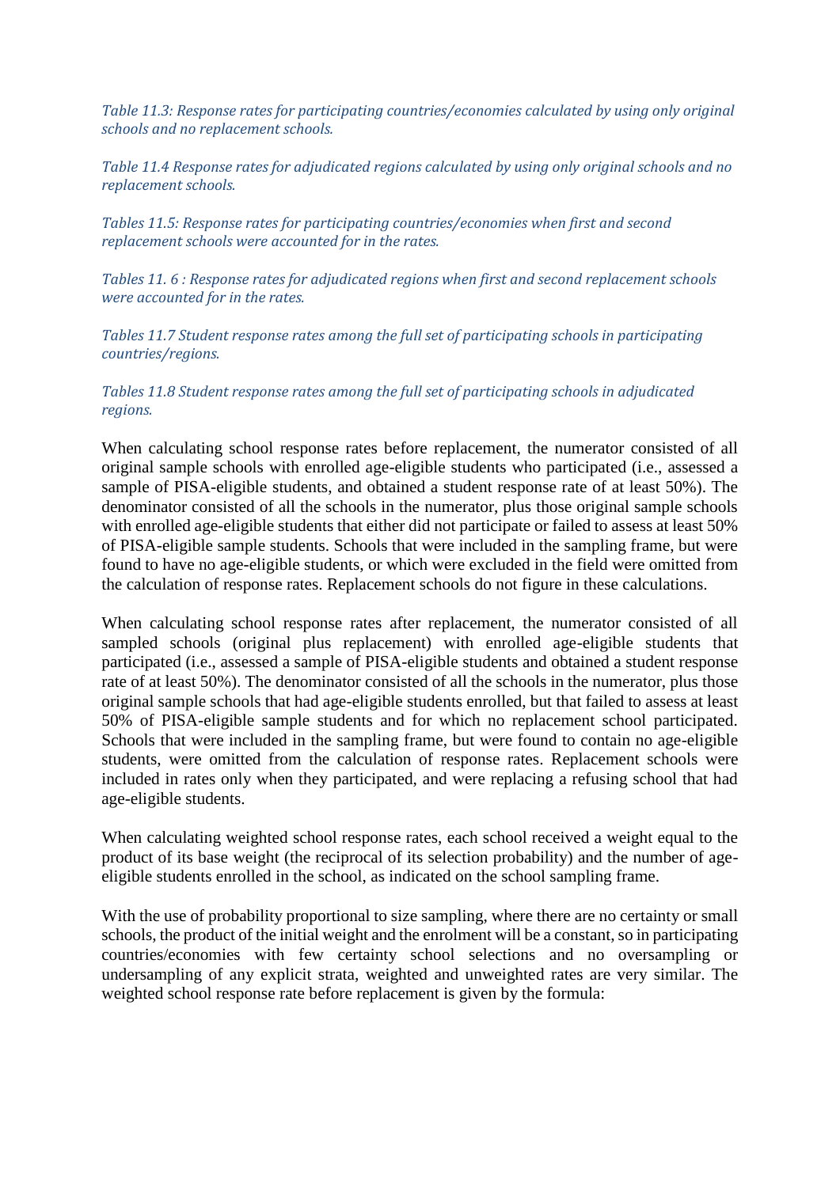*Table 11.3: Response rates for participating countries/economies calculated by using only original schools and no replacement schools.*

*Table 11.4 Response rates for adjudicated regions calculated by using only original schools and no replacement schools.*

*Tables 11.5: Response rates for participating countries/economies when first and second replacement schools were accounted for in the rates.*

*Tables 11. 6 : Response rates for adjudicated regions when first and second replacement schools were accounted for in the rates.*

*Tables 11.7 Student response rates among the full set of participating schools in participating countries/regions.*

*Tables 11.8 Student response rates among the full set of participating schools in adjudicated regions.*

When calculating school response rates before replacement, the numerator consisted of all original sample schools with enrolled age-eligible students who participated (i.e., assessed a sample of PISA-eligible students, and obtained a student response rate of at least 50%). The denominator consisted of all the schools in the numerator, plus those original sample schools with enrolled age-eligible students that either did not participate or failed to assess at least 50% of PISA-eligible sample students. Schools that were included in the sampling frame, but were found to have no age-eligible students, or which were excluded in the field were omitted from the calculation of response rates. Replacement schools do not figure in these calculations.

When calculating school response rates after replacement, the numerator consisted of all sampled schools (original plus replacement) with enrolled age-eligible students that participated (i.e., assessed a sample of PISA-eligible students and obtained a student response rate of at least 50%). The denominator consisted of all the schools in the numerator, plus those original sample schools that had age-eligible students enrolled, but that failed to assess at least 50% of PISA-eligible sample students and for which no replacement school participated. Schools that were included in the sampling frame, but were found to contain no age-eligible students, were omitted from the calculation of response rates. Replacement schools were included in rates only when they participated, and were replacing a refusing school that had age-eligible students.

When calculating weighted school response rates, each school received a weight equal to the product of its base weight (the reciprocal of its selection probability) and the number of age-eligible students enrolled in the school, as indicated on the school sampling frame.

With the use of probability proportional to size sampling, where there are no certainty or small schools, the product of the initial weight and the enrolment will be a constant, so in participating countries/economies with few certainty school selections and no oversampling or undersampling of any explicit strata, weighted and unweighted rates are very similar. The weighted school response rate before replacement is given by the formula: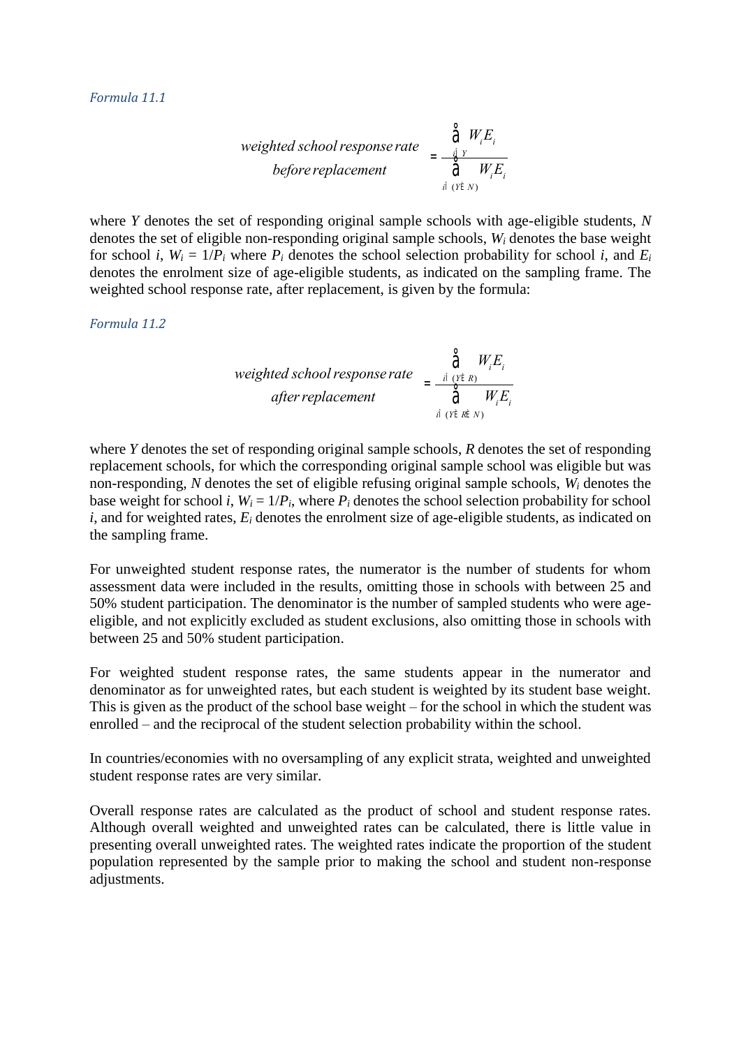*Formula 11.1*

$$\begin{matrix}\textit{weighted school response rate} \\ \textit{before replacement}\end{matrix} = \frac{\sum_{i \in Y} W_i E_i}{\sum_{i \in (Y \cup N)} W_i E_i}$$

where $Y$ denotes the set of responding original sample schools with age-eligible students, $N$ denotes the set of eligible non-responding original sample schools, $W_i$ denotes the base weight for school $i$, $W_i = 1/P_i$ where $P_i$ denotes the school selection probability for school $i$, and $E_i$ denotes the enrolment size of age-eligible students, as indicated on the sampling frame. The weighted school response rate, after replacement, is given by the formula:

*Formula 11.2*

$$\begin{matrix}\textit{weighted school response rate} \\ \textit{after replacement}\end{matrix} = \frac{\sum_{i \in (Y \cup R)} W_i E_i}{\sum_{i \in (Y \cup R \cup N)} W_i E_i}$$

where $Y$ denotes the set of responding original sample schools, $R$ denotes the set of responding replacement schools, for which the corresponding original sample school was eligible but was non-responding, $N$ denotes the set of eligible refusing original sample schools, $W_i$ denotes the base weight for school $i$, $W_i = 1/P_i$, where $P_i$ denotes the school selection probability for school $i$, and for weighted rates, $E_i$ denotes the enrolment size of age-eligible students, as indicated on the sampling frame.

For unweighted student response rates, the numerator is the number of students for whom assessment data were included in the results, omitting those in schools with between 25 and 50% student participation. The denominator is the number of sampled students who were age-eligible, and not explicitly excluded as student exclusions, also omitting those in schools with between 25 and 50% student participation.

For weighted student response rates, the same students appear in the numerator and denominator as for unweighted rates, but each student is weighted by its student base weight. This is given as the product of the school base weight – for the school in which the student was enrolled – and the reciprocal of the student selection probability within the school.

In countries/economies with no oversampling of any explicit strata, weighted and unweighted student response rates are very similar.

Overall response rates are calculated as the product of school and student response rates. Although overall weighted and unweighted rates can be calculated, there is little value in presenting overall unweighted rates. The weighted rates indicate the proportion of the student population represented by the sample prior to making the school and student non-response adjustments.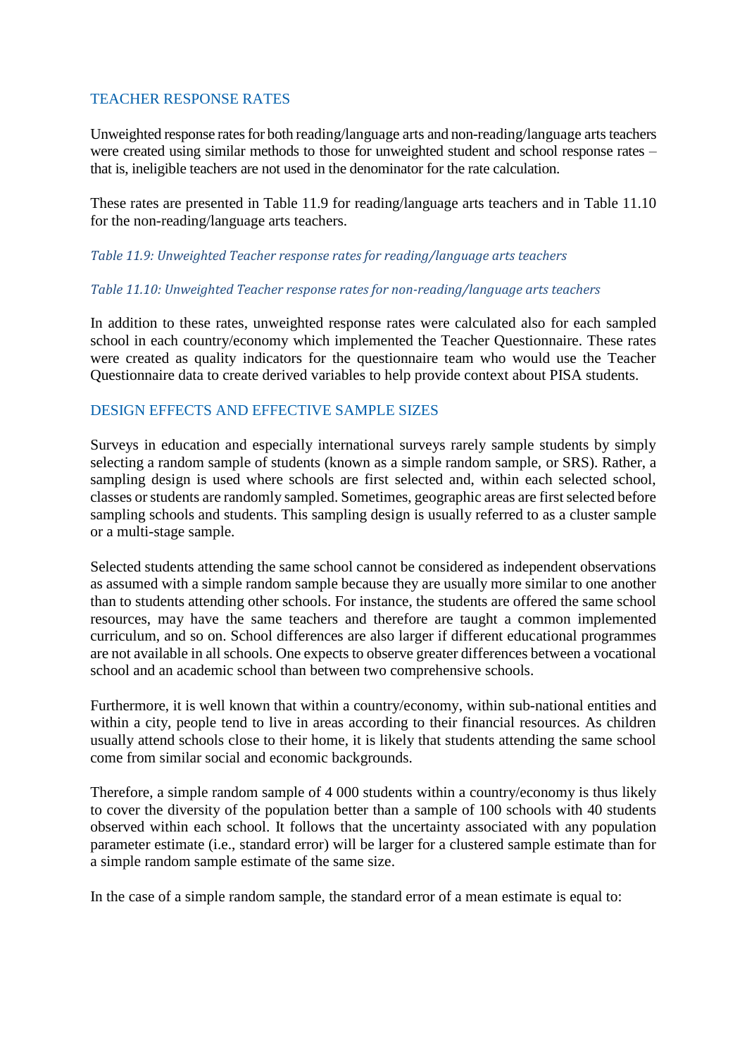## TEACHER RESPONSE RATES

Unweighted response rates for both reading/language arts and non-reading/language arts teachers were created using similar methods to those for unweighted student and school response rates – that is, ineligible teachers are not used in the denominator for the rate calculation.

These rates are presented in Table 11.9 for reading/language arts teachers and in Table 11.10 for the non-reading/language arts teachers.

*Table 11.9: Unweighted Teacher response rates for reading/language arts teachers*

*Table 11.10: Unweighted Teacher response rates for non-reading/language arts teachers*

In addition to these rates, unweighted response rates were calculated also for each sampled school in each country/economy which implemented the Teacher Questionnaire. These rates were created as quality indicators for the questionnaire team who would use the Teacher Questionnaire data to create derived variables to help provide context about PISA students.

## DESIGN EFFECTS AND EFFECTIVE SAMPLE SIZES

Surveys in education and especially international surveys rarely sample students by simply selecting a random sample of students (known as a simple random sample, or SRS). Rather, a sampling design is used where schools are first selected and, within each selected school, classes or students are randomly sampled. Sometimes, geographic areas are first selected before sampling schools and students. This sampling design is usually referred to as a cluster sample or a multi-stage sample.

Selected students attending the same school cannot be considered as independent observations as assumed with a simple random sample because they are usually more similar to one another than to students attending other schools. For instance, the students are offered the same school resources, may have the same teachers and therefore are taught a common implemented curriculum, and so on. School differences are also larger if different educational programmes are not available in all schools. One expects to observe greater differences between a vocational school and an academic school than between two comprehensive schools.

Furthermore, it is well known that within a country/economy, within sub-national entities and within a city, people tend to live in areas according to their financial resources. As children usually attend schools close to their home, it is likely that students attending the same school come from similar social and economic backgrounds.

Therefore, a simple random sample of 4 000 students within a country/economy is thus likely to cover the diversity of the population better than a sample of 100 schools with 40 students observed within each school. It follows that the uncertainty associated with any population parameter estimate (i.e., standard error) will be larger for a clustered sample estimate than for a simple random sample estimate of the same size.

In the case of a simple random sample, the standard error of a mean estimate is equal to: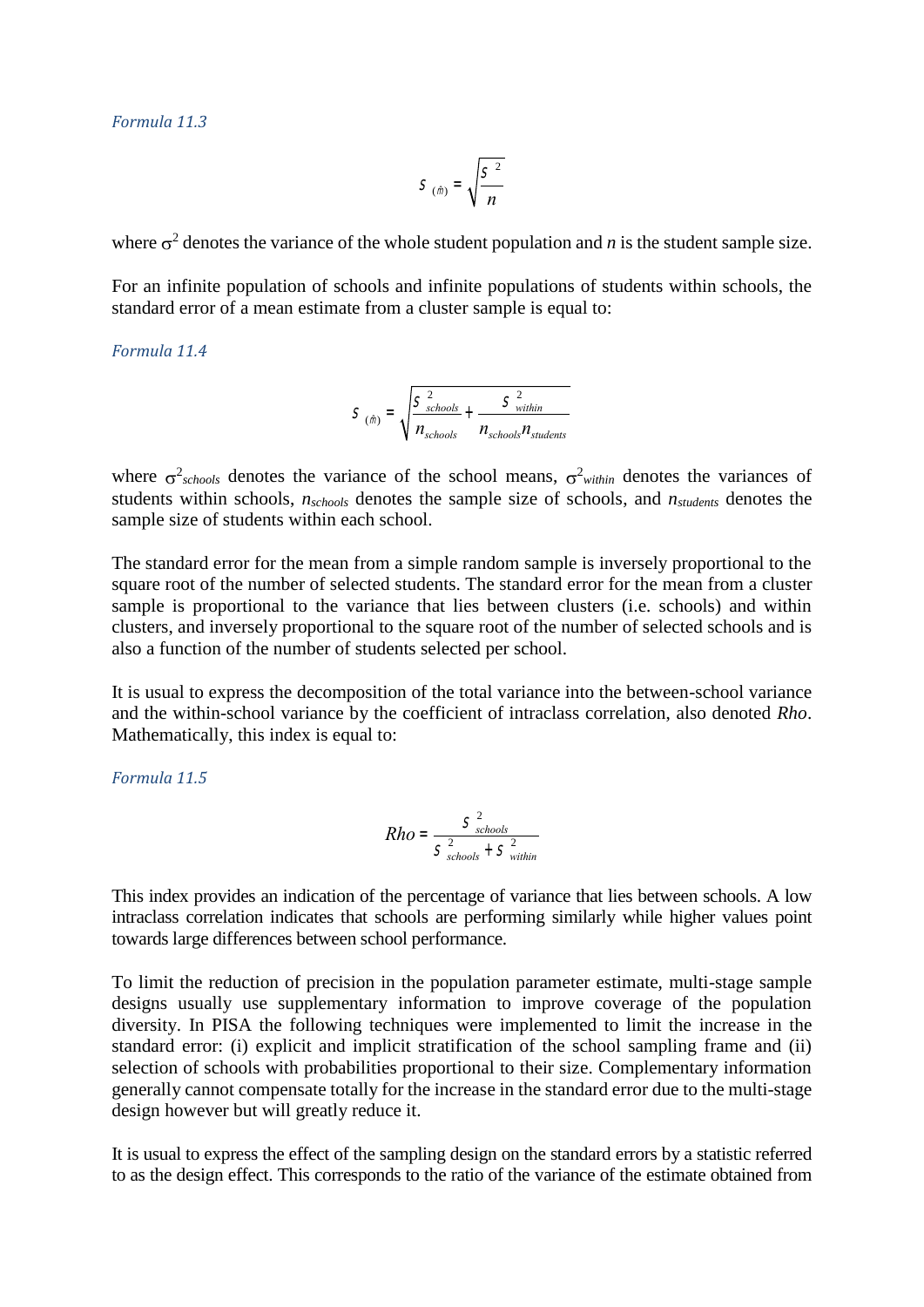*Formula 11.3*

$$\sigma_{(\hat{\mu})} = \sqrt{\frac{\sigma^2}{n}}$$

where $\sigma^2$ denotes the variance of the whole student population and $n$ is the student sample size.

For an infinite population of schools and infinite populations of students within schools, the standard error of a mean estimate from a cluster sample is equal to:

*Formula 11.4*

$$\sigma_{(\hat{\mu})} = \sqrt{\frac{\sigma^2_{schools}}{n_{schools}} + \frac{\sigma^2_{within}}{n_{schools} n_{students}}}$$

where $\sigma^2_{schools}$ denotes the variance of the school means, $\sigma^2_{within}$ denotes the variances of students within schools, $n_{schools}$ denotes the sample size of schools, and $n_{students}$ denotes the sample size of students within each school.

The standard error for the mean from a simple random sample is inversely proportional to the square root of the number of selected students. The standard error for the mean from a cluster sample is proportional to the variance that lies between clusters (i.e. schools) and within clusters, and inversely proportional to the square root of the number of selected schools and is also a function of the number of students selected per school.

It is usual to express the decomposition of the total variance into the between-school variance and the within-school variance by the coefficient of intraclass correlation, also denoted *Rho*. Mathematically, this index is equal to:

*Formula 11.5*

$$Rho = \frac{\sigma^2_{schools}}{\sigma^2_{schools} + \sigma^2_{within}}$$

This index provides an indication of the percentage of variance that lies between schools. A low intraclass correlation indicates that schools are performing similarly while higher values point towards large differences between school performance.

To limit the reduction of precision in the population parameter estimate, multi-stage sample designs usually use supplementary information to improve coverage of the population diversity. In PISA the following techniques were implemented to limit the increase in the standard error: (i) explicit and implicit stratification of the school sampling frame and (ii) selection of schools with probabilities proportional to their size. Complementary information generally cannot compensate totally for the increase in the standard error due to the multi-stage design however but will greatly reduce it.

It is usual to express the effect of the sampling design on the standard errors by a statistic referred to as the design effect. This corresponds to the ratio of the variance of the estimate obtained from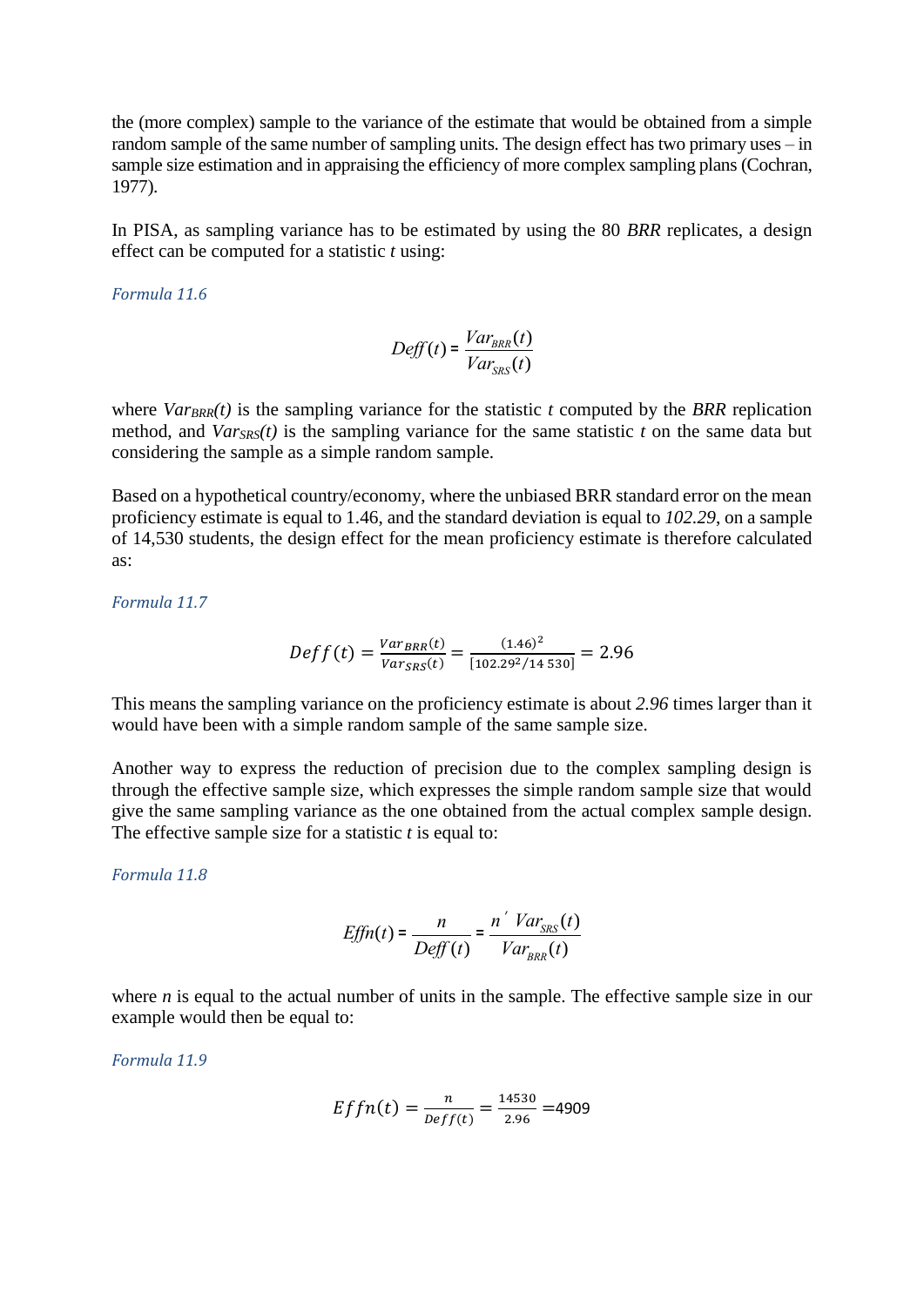the (more complex) sample to the variance of the estimate that would be obtained from a simple random sample of the same number of sampling units. The design effect has two primary uses – in sample size estimation and in appraising the efficiency of more complex sampling plans (Cochran, 1977).

In PISA, as sampling variance has to be estimated by using the 80 *BRR* replicates, a design effect can be computed for a statistic *t* using:

*Formula 11.6*

$$Deff(t) = \frac{Var_{BRR}(t)}{Var_{SRS}(t)}$$

where $Var_{BRR}(t)$ is the sampling variance for the statistic *t* computed by the *BRR* replication method, and $Var_{SRS}(t)$ is the sampling variance for the same statistic *t* on the same data but considering the sample as a simple random sample.

Based on a hypothetical country/economy, where the unbiased BRR standard error on the mean proficiency estimate is equal to 1.46, and the standard deviation is equal to *102.29*, on a sample of 14,530 students, the design effect for the mean proficiency estimate is therefore calculated as:

*Formula 11.7*

$$Deff(t) = \frac{Var_{BRR}(t)}{Var_{SRS}(t)} = \frac{(1.46)^2}{[102.29^2/14\,530]} = 2.96$$

This means the sampling variance on the proficiency estimate is about *2.96* times larger than it would have been with a simple random sample of the same sample size.

Another way to express the reduction of precision due to the complex sampling design is through the effective sample size, which expresses the simple random sample size that would give the same sampling variance as the one obtained from the actual complex sample design. The effective sample size for a statistic *t* is equal to:

*Formula 11.8*

$$Effn(t) = \frac{n}{Deff(t)} = \frac{n' \; Var_{SRS}(t)}{Var_{BRR}(t)}$$

where *n* is equal to the actual number of units in the sample. The effective sample size in our example would then be equal to:

*Formula 11.9*

$$Effn(t) = \frac{n}{Deff(t)} = \frac{14530}{2.96} = 4909$$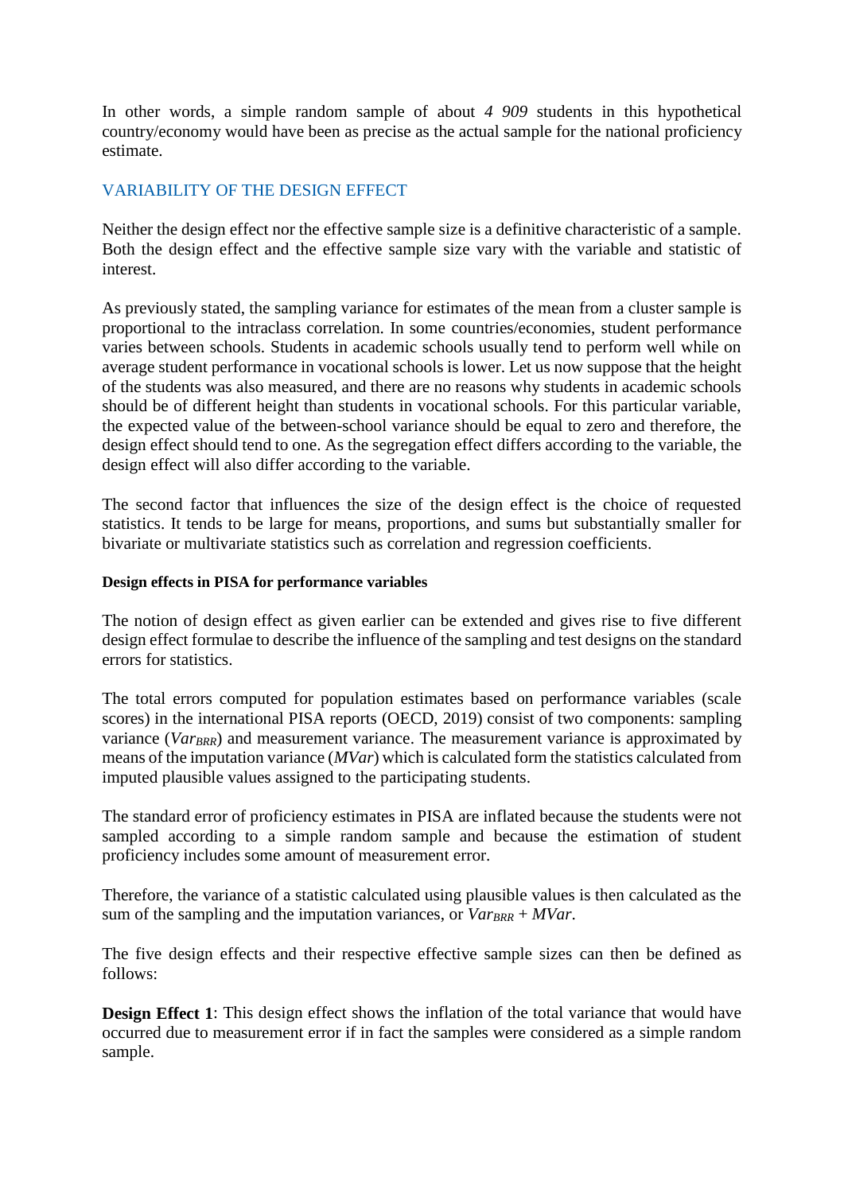In other words, a simple random sample of about *4 909* students in this hypothetical country/economy would have been as precise as the actual sample for the national proficiency estimate.

## VARIABILITY OF THE DESIGN EFFECT

Neither the design effect nor the effective sample size is a definitive characteristic of a sample. Both the design effect and the effective sample size vary with the variable and statistic of interest.

As previously stated, the sampling variance for estimates of the mean from a cluster sample is proportional to the intraclass correlation. In some countries/economies, student performance varies between schools. Students in academic schools usually tend to perform well while on average student performance in vocational schools is lower. Let us now suppose that the height of the students was also measured, and there are no reasons why students in academic schools should be of different height than students in vocational schools. For this particular variable, the expected value of the between-school variance should be equal to zero and therefore, the design effect should tend to one. As the segregation effect differs according to the variable, the design effect will also differ according to the variable.

The second factor that influences the size of the design effect is the choice of requested statistics. It tends to be large for means, proportions, and sums but substantially smaller for bivariate or multivariate statistics such as correlation and regression coefficients.

#### Design effects in PISA for performance variables

The notion of design effect as given earlier can be extended and gives rise to five different design effect formulae to describe the influence of the sampling and test designs on the standard errors for statistics.

The total errors computed for population estimates based on performance variables (scale scores) in the international PISA reports (OECD, 2019) consist of two components: sampling variance ($Var_{BRR}$) and measurement variance. The measurement variance is approximated by means of the imputation variance ($MVar$) which is calculated form the statistics calculated from imputed plausible values assigned to the participating students.

The standard error of proficiency estimates in PISA are inflated because the students were not sampled according to a simple random sample and because the estimation of student proficiency includes some amount of measurement error.

Therefore, the variance of a statistic calculated using plausible values is then calculated as the sum of the sampling and the imputation variances, or $Var_{BRR} + MVar$.

The five design effects and their respective effective sample sizes can then be defined as follows:

**Design Effect 1**: This design effect shows the inflation of the total variance that would have occurred due to measurement error if in fact the samples were considered as a simple random sample.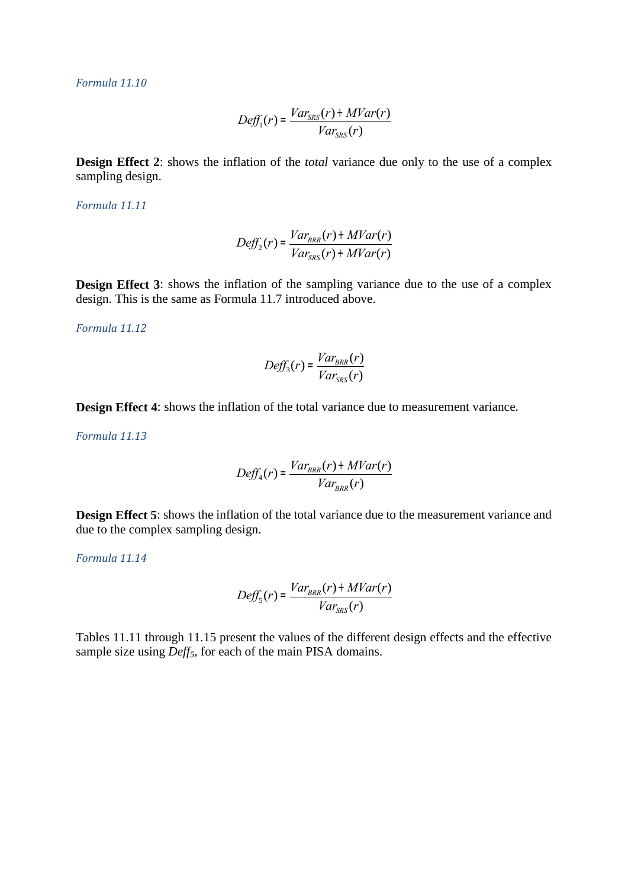*Formula 11.10*

$$Deff_1(r) = \frac{Var_{SRS}(r) + MVar(r)}{Var_{SRS}(r)}$$

**Design Effect 2**: shows the inflation of the *total* variance due only to the use of a complex sampling design.

*Formula 11.11*

$$Deff_2(r) = \frac{Var_{BRR}(r) + MVar(r)}{Var_{SRS}(r) + MVar(r)}$$

**Design Effect 3**: shows the inflation of the sampling variance due to the use of a complex design. This is the same as Formula 11.7 introduced above.

*Formula 11.12*

$$Deff_3(r) = \frac{Var_{BRR}(r)}{Var_{SRS}(r)}$$

**Design Effect 4**: shows the inflation of the total variance due to measurement variance.

*Formula 11.13*

$$Deff_4(r) = \frac{Var_{BRR}(r) + MVar(r)}{Var_{BRR}(r)}$$

**Design Effect 5**: shows the inflation of the total variance due to the measurement variance and due to the complex sampling design.

*Formula 11.14*

$$Deff_5(r) = \frac{Var_{BRR}(r) + MVar(r)}{Var_{SRS}(r)}$$

Tables 11.11 through 11.15 present the values of the different design effects and the effective sample size using $Deff_5$, for each of the main PISA domains.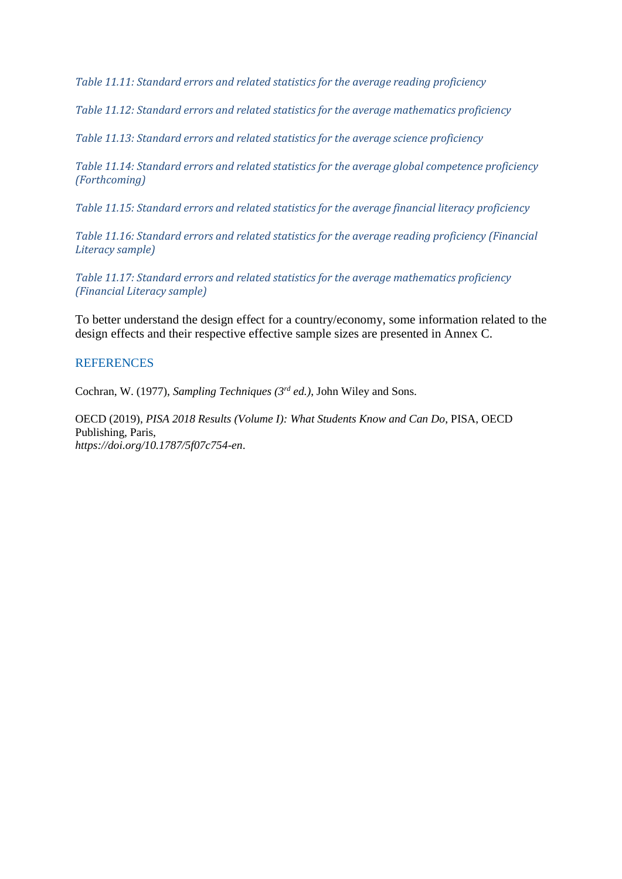*Table 11.11: Standard errors and related statistics for the average reading proficiency*

*Table 11.12: Standard errors and related statistics for the average mathematics proficiency*

*Table 11.13: Standard errors and related statistics for the average science proficiency*

*Table 11.14: Standard errors and related statistics for the average global competence proficiency (Forthcoming)*

*Table 11.15: Standard errors and related statistics for the average financial literacy proficiency*

*Table 11.16: Standard errors and related statistics for the average reading proficiency (Financial Literacy sample)*

*Table 11.17: Standard errors and related statistics for the average mathematics proficiency (Financial Literacy sample)*

To better understand the design effect for a country/economy, some information related to the design effects and their respective effective sample sizes are presented in Annex C.

## REFERENCES

Cochran, W. (1977), *Sampling Techniques (3rd ed.)*, John Wiley and Sons.

OECD (2019), *PISA 2018 Results (Volume I): What Students Know and Can Do*, PISA, OECD Publishing, Paris, *https://doi.org/10.1787/5f07c754-en*.